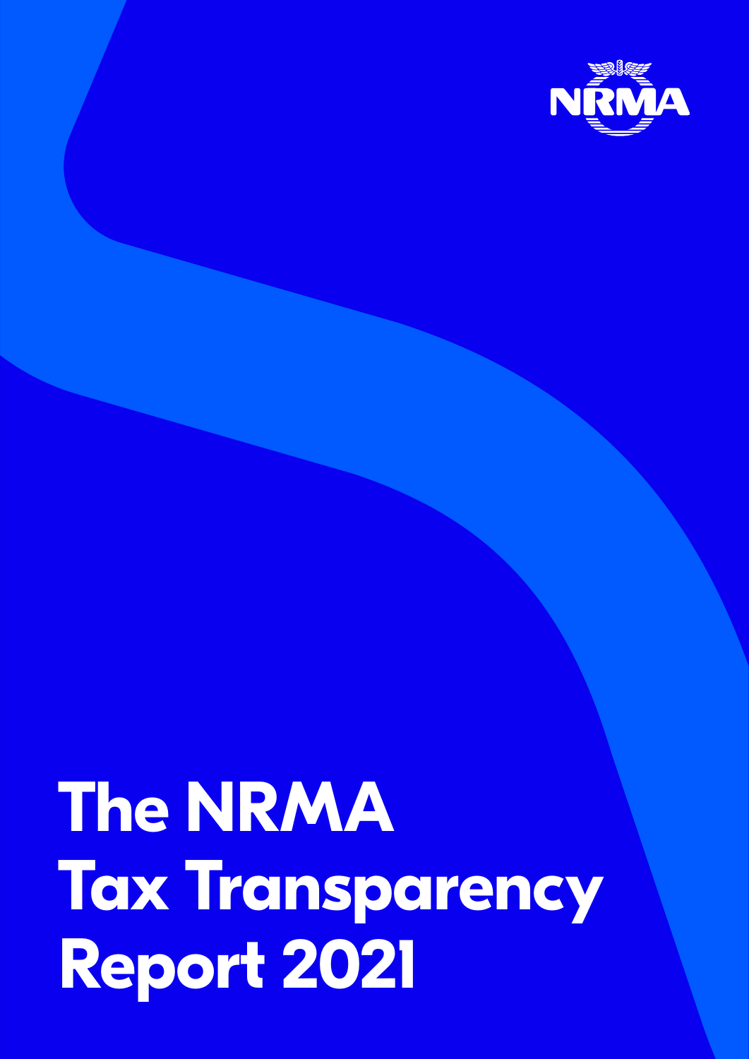NRMA

# The NRMA Tax Transparency Report 2021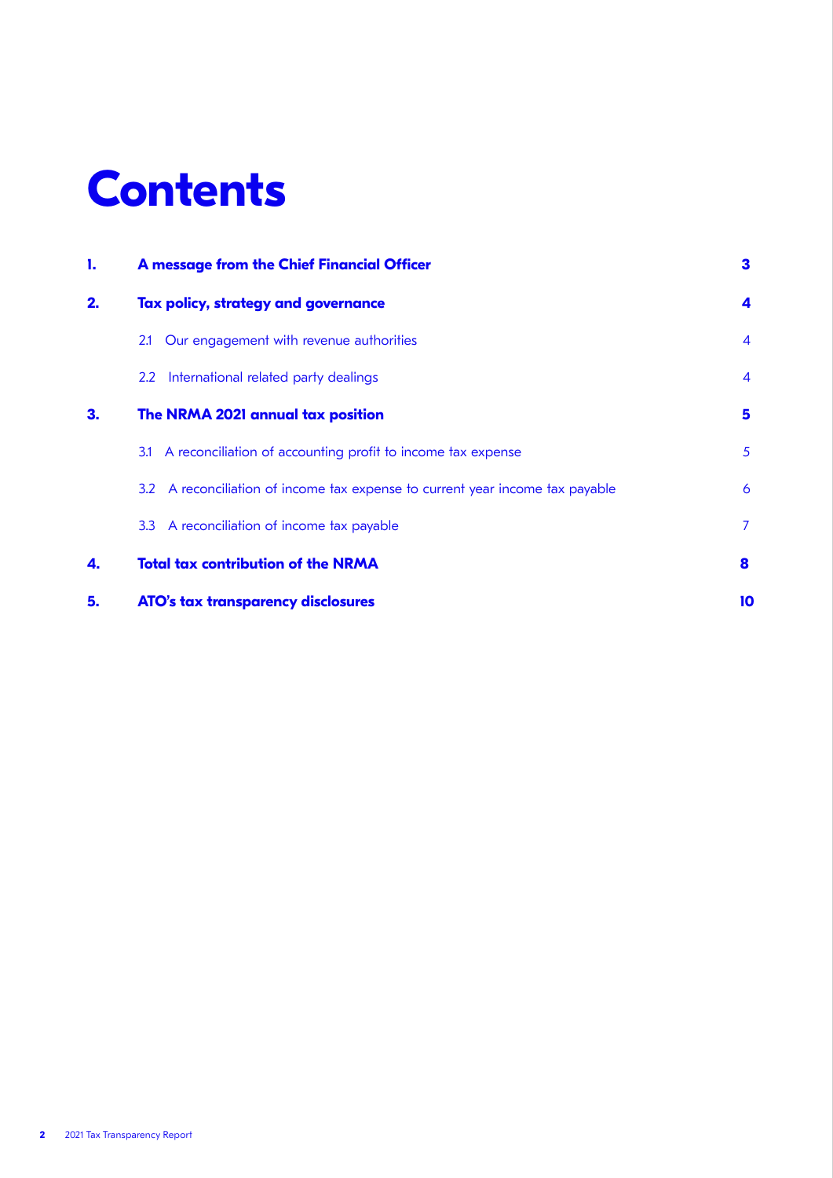# Contents

| | | |
|---|---|---|
| **1.** | **A message from the Chief Financial Officer** | **3** |
| **2.** | **Tax policy, strategy and governance** | **4** |
| | 2.1 Our engagement with revenue authorities | 4 |
| | 2.2 International related party dealings | 4 |
| **3.** | **The NRMA 2021 annual tax position** | **5** |
| | 3.1 A reconciliation of accounting profit to income tax expense | 5 |
| | 3.2 A reconciliation of income tax expense to current year income tax payable | 6 |
| | 3.3 A reconciliation of income tax payable | 7 |
| **4.** | **Total tax contribution of the NRMA** | **8** |
| **5.** | **ATO's tax transparency disclosures** | **10** |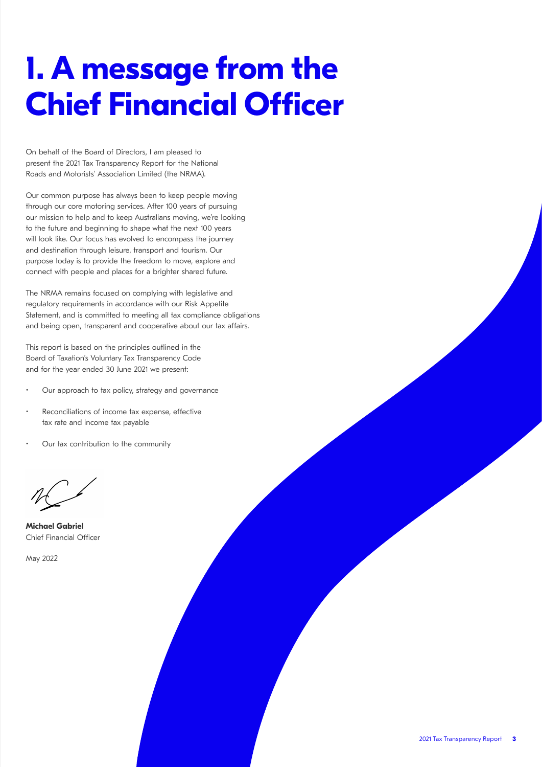# 1. A message from the Chief Financial Officer

On behalf of the Board of Directors, I am pleased to present the 2021 Tax Transparency Report for the National Roads and Motorists' Association Limited (the NRMA).

Our common purpose has always been to keep people moving through our core motoring services. After 100 years of pursuing our mission to help and to keep Australians moving, we're looking to the future and beginning to shape what the next 100 years will look like. Our focus has evolved to encompass the journey and destination through leisure, transport and tourism. Our purpose today is to provide the freedom to move, explore and connect with people and places for a brighter shared future.

The NRMA remains focused on complying with legislative and regulatory requirements in accordance with our Risk Appetite Statement, and is committed to meeting all tax compliance obligations and being open, transparent and cooperative about our tax affairs.

This report is based on the principles outlined in the Board of Taxation's Voluntary Tax Transparency Code and for the year ended 30 June 2021 we present:

- Our approach to tax policy, strategy and governance
- Reconciliations of income tax expense, effective tax rate and income tax payable
- Our tax contribution to the community

**Michael Gabriel**
Chief Financial Officer

May 2022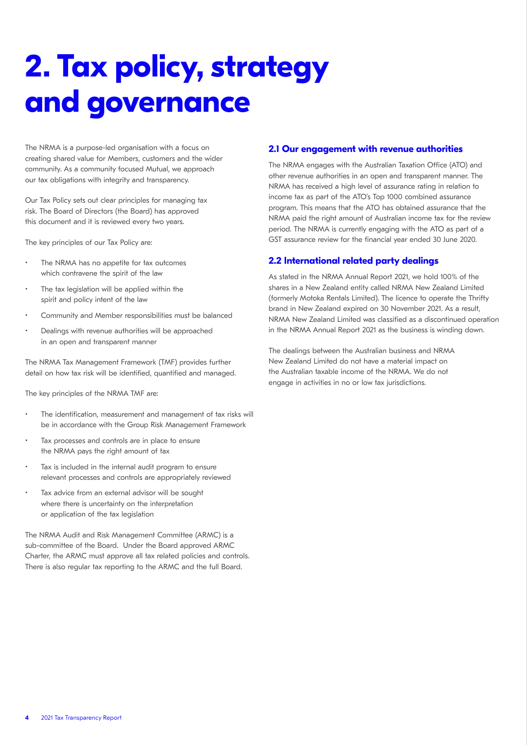# 2. Tax policy, strategy and governance

The NRMA is a purpose-led organisation with a focus on creating shared value for Members, customers and the wider community. As a community focused Mutual, we approach our tax obligations with integrity and transparency.

Our Tax Policy sets out clear principles for managing tax risk. The Board of Directors (the Board) has approved this document and it is reviewed every two years.

The key principles of our Tax Policy are:

- The NRMA has no appetite for tax outcomes which contravene the spirit of the law
- The tax legislation will be applied within the spirit and policy intent of the law
- Community and Member responsibilities must be balanced
- Dealings with revenue authorities will be approached in an open and transparent manner

The NRMA Tax Management Framework (TMF) provides further detail on how tax risk will be identified, quantified and managed.

The key principles of the NRMA TMF are:

- The identification, measurement and management of tax risks will be in accordance with the Group Risk Management Framework
- Tax processes and controls are in place to ensure the NRMA pays the right amount of tax
- Tax is included in the internal audit program to ensure relevant processes and controls are appropriately reviewed
- Tax advice from an external advisor will be sought where there is uncertainty on the interpretation or application of the tax legislation

The NRMA Audit and Risk Management Committee (ARMC) is a sub-committee of the Board. Under the Board approved ARMC Charter, the ARMC must approve all tax related policies and controls. There is also regular tax reporting to the ARMC and the full Board.

## 2.1 Our engagement with revenue authorities

The NRMA engages with the Australian Taxation Office (ATO) and other revenue authorities in an open and transparent manner. The NRMA has received a high level of assurance rating in relation to income tax as part of the ATO's Top 1000 combined assurance program. This means that the ATO has obtained assurance that the NRMA paid the right amount of Australian income tax for the review period. The NRMA is currently engaging with the ATO as part of a GST assurance review for the financial year ended 30 June 2020.

## 2.2 International related party dealings

As stated in the NRMA Annual Report 2021, we hold 100% of the shares in a New Zealand entity called NRMA New Zealand Limited (formerly Motoka Rentals Limited). The licence to operate the Thrifty brand in New Zealand expired on 30 November 2021. As a result, NRMA New Zealand Limited was classified as a discontinued operation in the NRMA Annual Report 2021 as the business is winding down.

The dealings between the Australian business and NRMA New Zealand Limited do not have a material impact on the Australian taxable income of the NRMA. We do not engage in activities in no or low tax jurisdictions.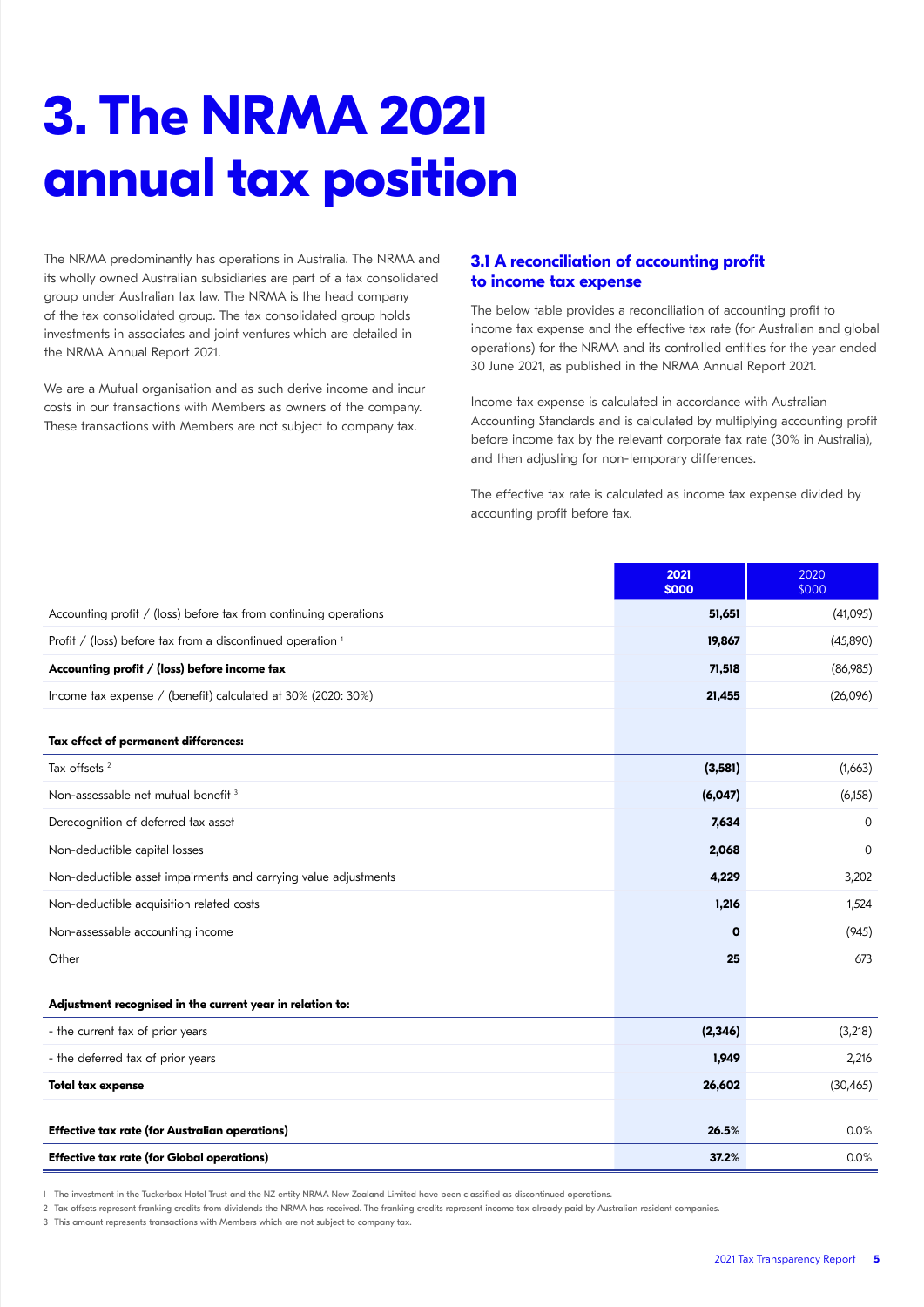# 3. The NRMA 2021 annual tax position

The NRMA predominantly has operations in Australia. The NRMA and its wholly owned Australian subsidiaries are part of a tax consolidated group under Australian tax law. The NRMA is the head company of the tax consolidated group. The tax consolidated group holds investments in associates and joint ventures which are detailed in the NRMA Annual Report 2021.

We are a Mutual organisation and as such derive income and incur costs in our transactions with Members as owners of the company. These transactions with Members are not subject to company tax.

## 3.1 A reconciliation of accounting profit to income tax expense

The below table provides a reconciliation of accounting profit to income tax expense and the effective tax rate (for Australian and global operations) for the NRMA and its controlled entities for the year ended 30 June 2021, as published in the NRMA Annual Report 2021.

Income tax expense is calculated in accordance with Australian Accounting Standards and is calculated by multiplying accounting profit before income tax by the relevant corporate tax rate (30% in Australia), and then adjusting for non-temporary differences.

The effective tax rate is calculated as income tax expense divided by accounting profit before tax.

| | **2021 $000** | 2020 $000 |
|---|---|---|
| Accounting profit / (loss) before tax from continuing operations | **51,651** | (41,095) |
| Profit / (loss) before tax from a discontinued operation [1] | **19,867** | (45,890) |
| **Accounting profit / (loss) before income tax** | **71,518** | (86,985) |
| Income tax expense / (benefit) calculated at 30% (2020: 30%) | **21,455** | (26,096) |
| **Tax effect of permanent differences:** | | |
| Tax offsets [2] | **(3,581)** | (1,663) |
| Non-assessable net mutual benefit [3] | **(6,047)** | (6,158) |
| Derecognition of deferred tax asset | **7,634** | 0 |
| Non-deductible capital losses | **2,068** | 0 |
| Non-deductible asset impairments and carrying value adjustments | **4,229** | 3,202 |
| Non-deductible acquisition related costs | **1,216** | 1,524 |
| Non-assessable accounting income | **0** | (945) |
| Other | **25** | 673 |
| **Adjustment recognised in the current year in relation to:** | | |
| - the current tax of prior years | **(2,346)** | (3,218) |
| - the deferred tax of prior years | **1,949** | 2,216 |
| **Total tax expense** | **26,602** | (30,465) |
| **Effective tax rate (for Australian operations)** | **26.5%** | 0.0% |
| **Effective tax rate (for Global operations)** | **37.2%** | 0.0% |

1 The investment in the Tuckerbox Hotel Trust and the NZ entity NRMA New Zealand Limited have been classified as discontinued operations.

2 Tax offsets represent franking credits from dividends the NRMA has received. The franking credits represent income tax already paid by Australian resident companies.

3 This amount represents transactions with Members which are not subject to company tax.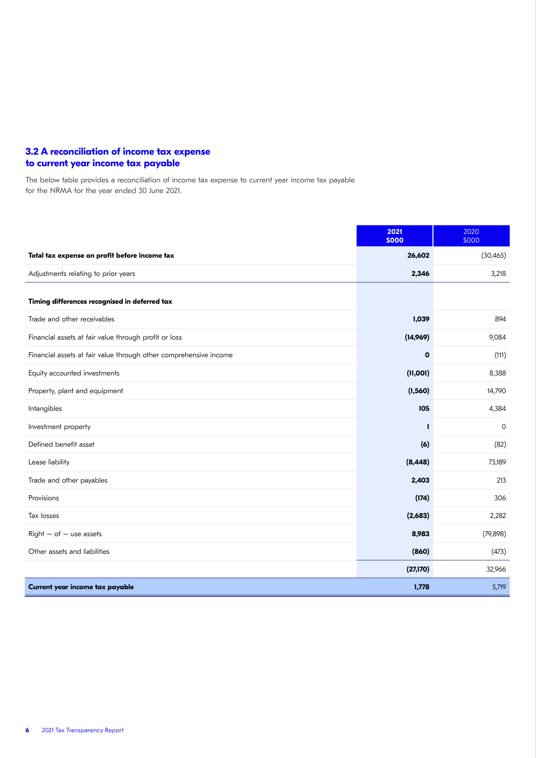### 3.2 A reconciliation of income tax expense to current year income tax payable

The below table provides a reconciliation of income tax expense to current year income tax payable for the NRMA for the year ended 30 June 2021.

| | 2021 $000 | 2020 $000 |
|---|---|---|
| **Total tax expense on profit before income tax** | **26,602** | (30,465) |
| Adjustments relating to prior years | **2,346** | 3,218 |
| **Timing differences recognised in deferred tax** | | |
| Trade and other receivables | **1,039** | 894 |
| Financial assets at fair value through profit or loss | **(14,969)** | 9,084 |
| Financial assets at fair value through other comprehensive income | **0** | (111) |
| Equity accounted investments | **(11,001)** | 8,388 |
| Property, plant and equipment | **(1,560)** | 14,790 |
| Intangibles | **105** | 4,384 |
| Investment property | **1** | 0 |
| Defined benefit asset | **(6)** | (82) |
| Lease liability | **(8,448)** | 73,189 |
| Trade and other payables | **2,403** | 213 |
| Provisions | **(174)** | 306 |
| Tax losses | **(2,683)** | 2,282 |
| Right – of – use assets | **8,983** | (79,898) |
| Other assets and liabilities | **(860)** | (473) |
| | **(27,170)** | 32,966 |
| **Current year income tax payable** | **1,778** | 5,719 |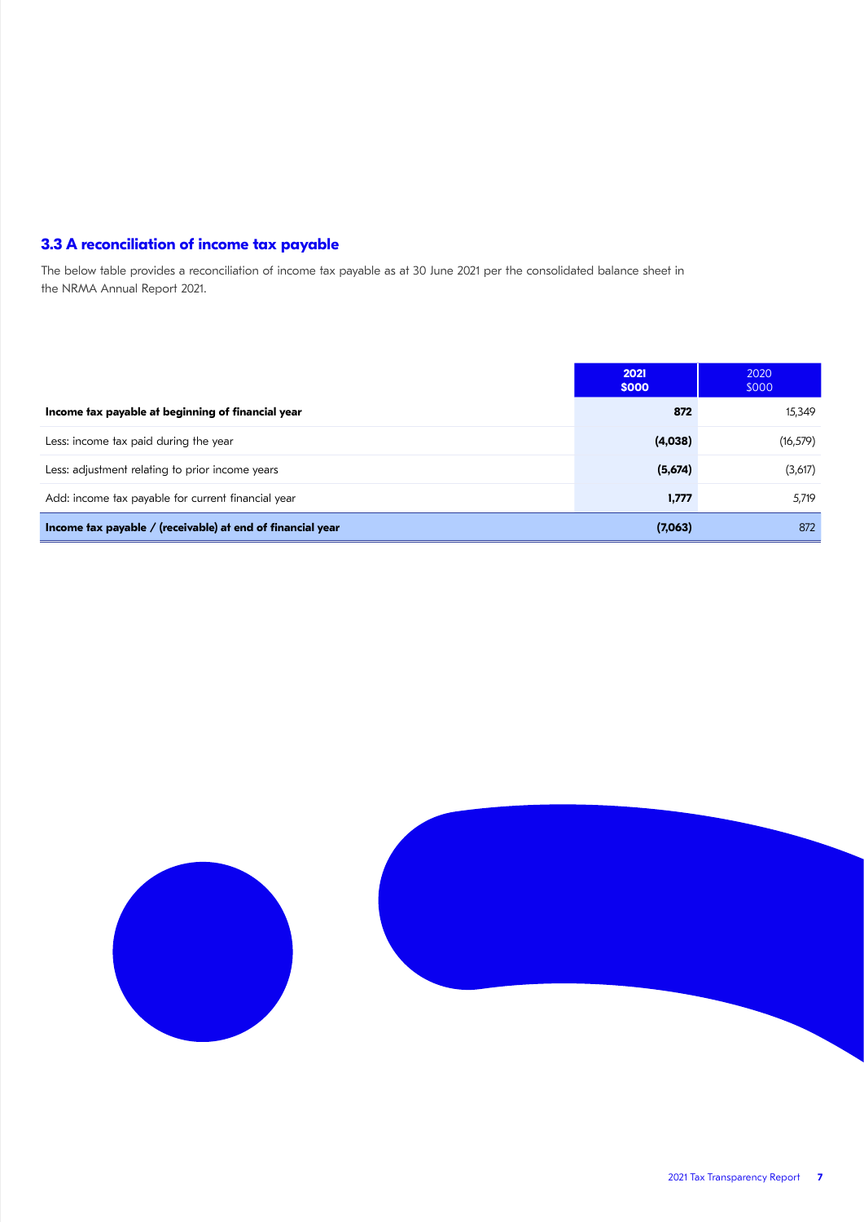### 3.3 A reconciliation of income tax payable

The below table provides a reconciliation of income tax payable as at 30 June 2021 per the consolidated balance sheet in the NRMA Annual Report 2021.

| | **2021 $000** | 2020 $000 |
|---|---|---|
| **Income tax payable at beginning of financial year** | **872** | 15,349 |
| Less: income tax paid during the year | **(4,038)** | (16,579) |
| Less: adjustment relating to prior income years | **(5,674)** | (3,617) |
| Add: income tax payable for current financial year | **1,777** | 5,719 |
| **Income tax payable / (receivable) at end of financial year** | **(7,063)** | 872 |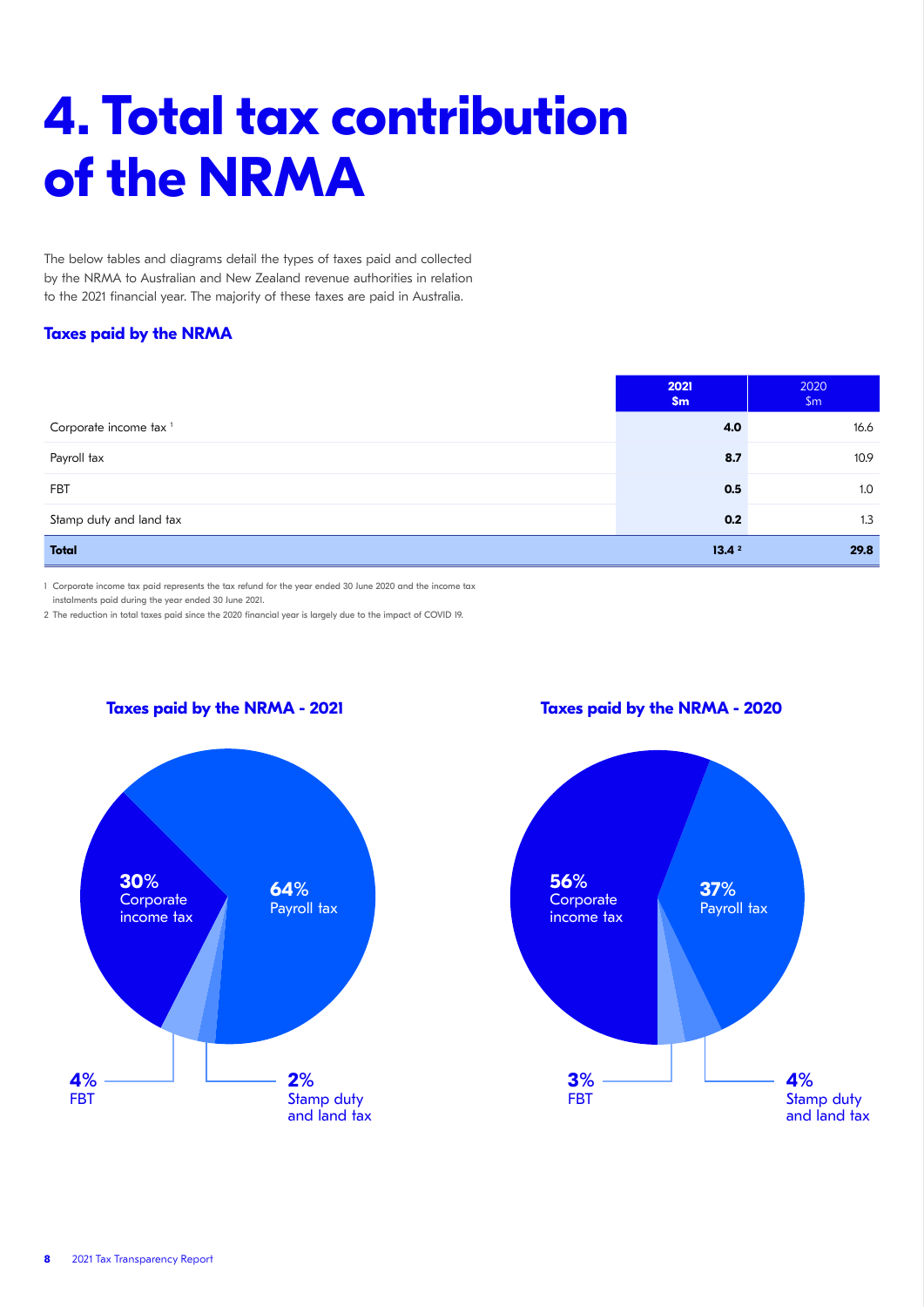# 4. Total tax contribution of the NRMA

The below tables and diagrams detail the types of taxes paid and collected by the NRMA to Australian and New Zealand revenue authorities in relation to the 2021 financial year. The majority of these taxes are paid in Australia.

### Taxes paid by the NRMA

| | **2021 $m** | 2020 $m |
|---|---|---|
| Corporate income tax [1] | **4.0** | 16.6 |
| Payroll tax | **8.7** | 10.9 |
| FBT | **0.5** | 1.0 |
| Stamp duty and land tax | **0.2** | 1.3 |
| **Total** | **13.4** [2] | **29.8** |

1 Corporate income tax paid represents the tax refund for the year ended 30 June 2020 and the income tax instalments paid during the year ended 30 June 2021.

2 The reduction in total taxes paid since the 2020 financial year is largely due to the impact of COVID 19.

### Taxes paid by the NRMA - 2021

- **30%** Corporate income tax
- **64%** Payroll tax
- **4%** FBT
- **2%** Stamp duty and land tax

### Taxes paid by the NRMA - 2020

- **56%** Corporate income tax
- **37%** Payroll tax
- **3%** FBT
- **4%** Stamp duty and land tax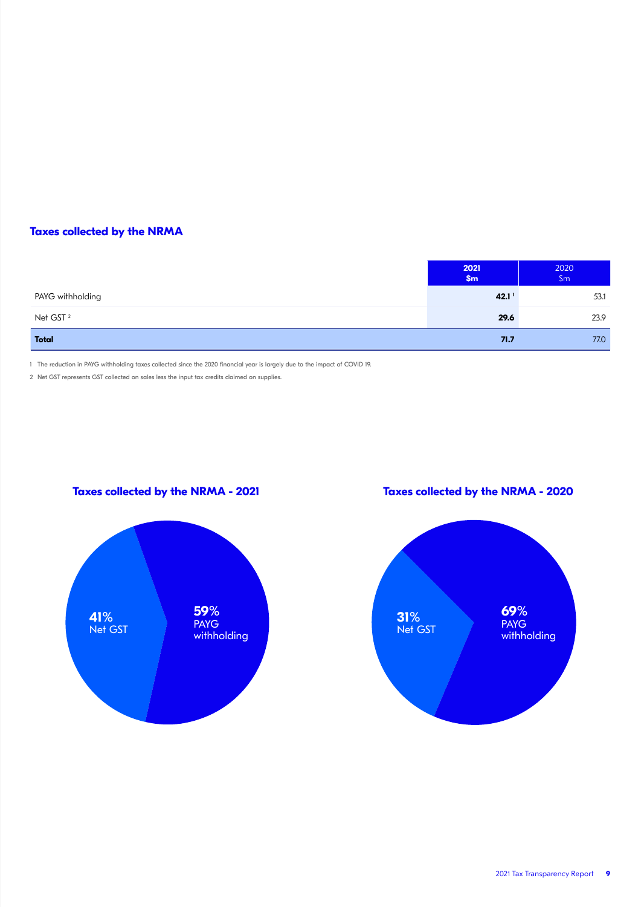## Taxes collected by the NRMA

| | 2021 $m | 2020 $m |
|---|---|---|
| PAYG withholding | **42.1** [1] | 53.1 |
| Net GST [2] | **29.6** | 23.9 |
| **Total** | **71.7** | 77.0 |

1 The reduction in PAYG withholding taxes collected since the 2020 financial year is largely due to the impact of COVID 19.

2 Net GST represents GST collected on sales less the input tax credits claimed on supplies.

### Taxes collected by the NRMA - 2021

- **41%** Net GST
- **59%** PAYG withholding

### Taxes collected by the NRMA - 2020

- **31%** Net GST
- **69%** PAYG withholding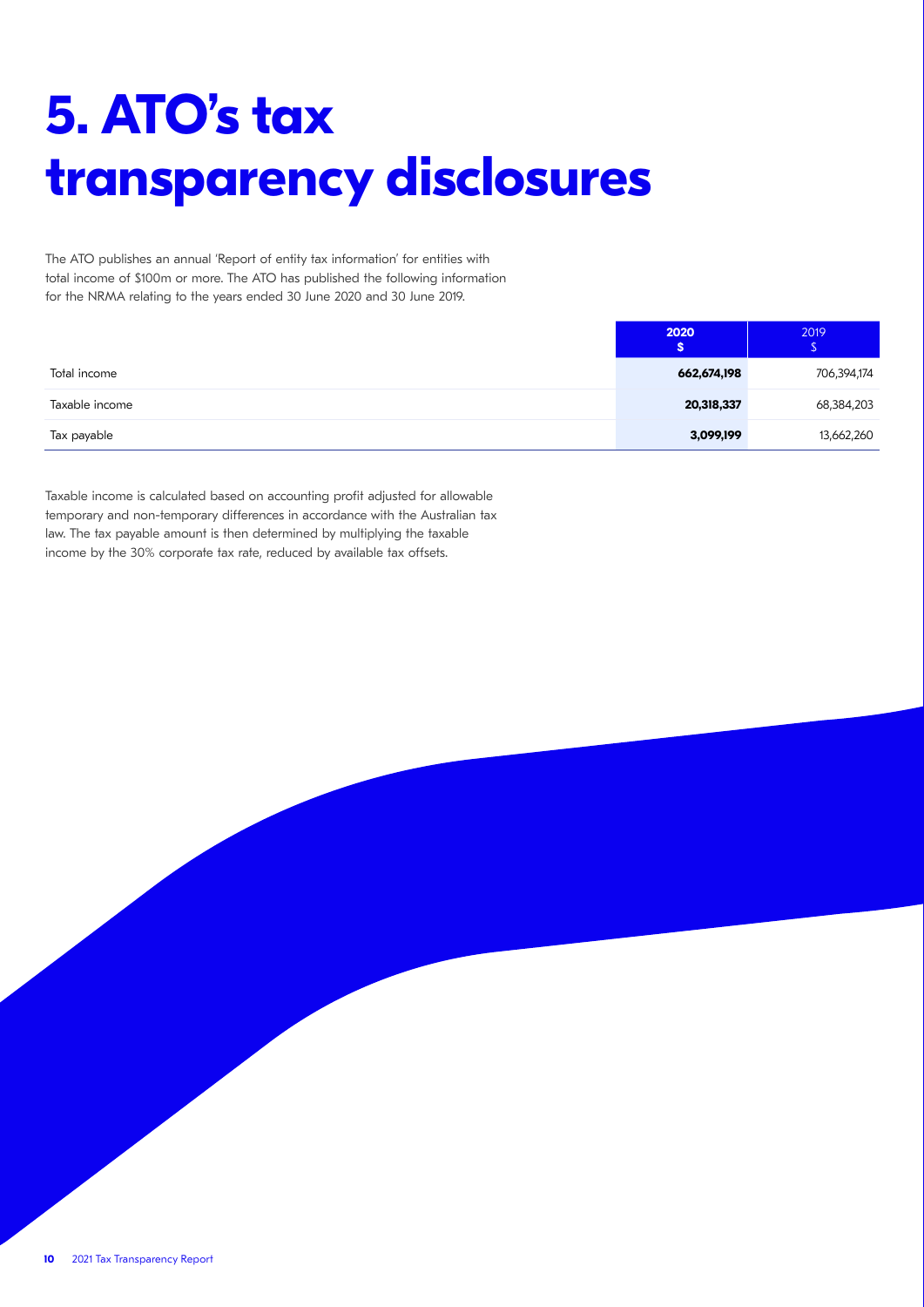# 5. ATO's tax transparency disclosures

The ATO publishes an annual 'Report of entity tax information' for entities with total income of $100m or more. The ATO has published the following information for the NRMA relating to the years ended 30 June 2020 and 30 June 2019.

| | **2020 $** | 2019 $ |
|---|---|---|
| Total income | **662,674,198** | 706,394,174 |
| Taxable income | **20,318,337** | 68,384,203 |
| Tax payable | **3,099,199** | 13,662,260 |

Taxable income is calculated based on accounting profit adjusted for allowable temporary and non-temporary differences in accordance with the Australian tax law. The tax payable amount is then determined by multiplying the taxable income by the 30% corporate tax rate, reduced by available tax offsets.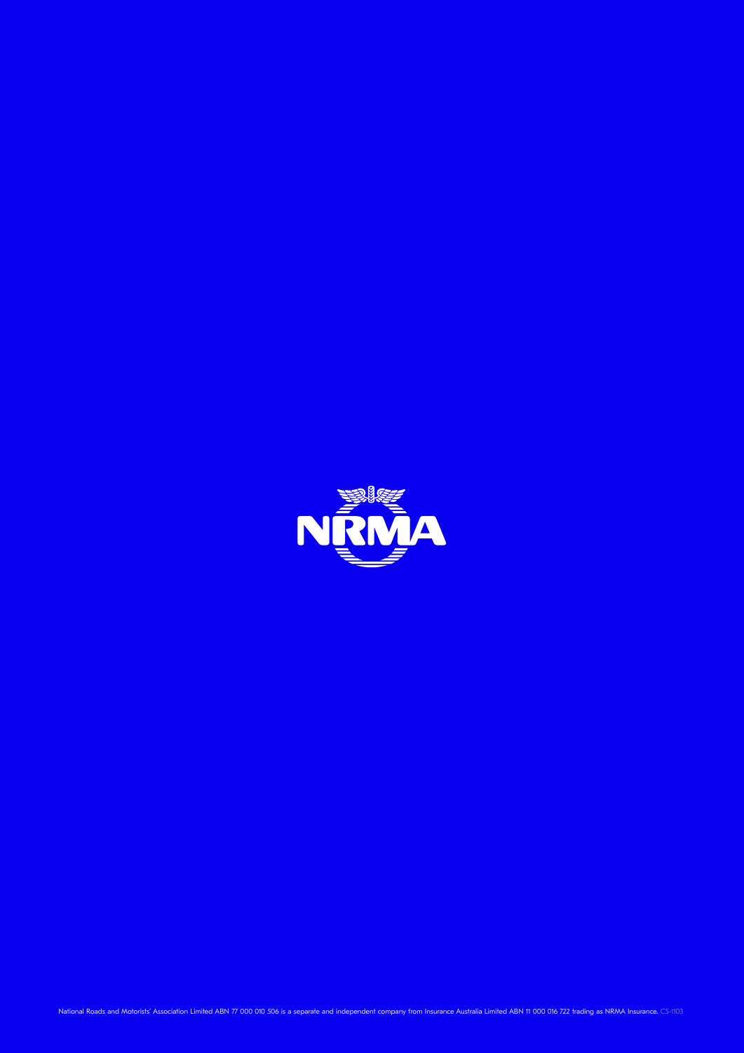NRMA

National Roads and Motorists' Association Limited ABN 77 000 010 506 is a separate and independent company from Insurance Australia Limited ABN 11 000 016 722 trading as NRMA Insurance. CS-1103